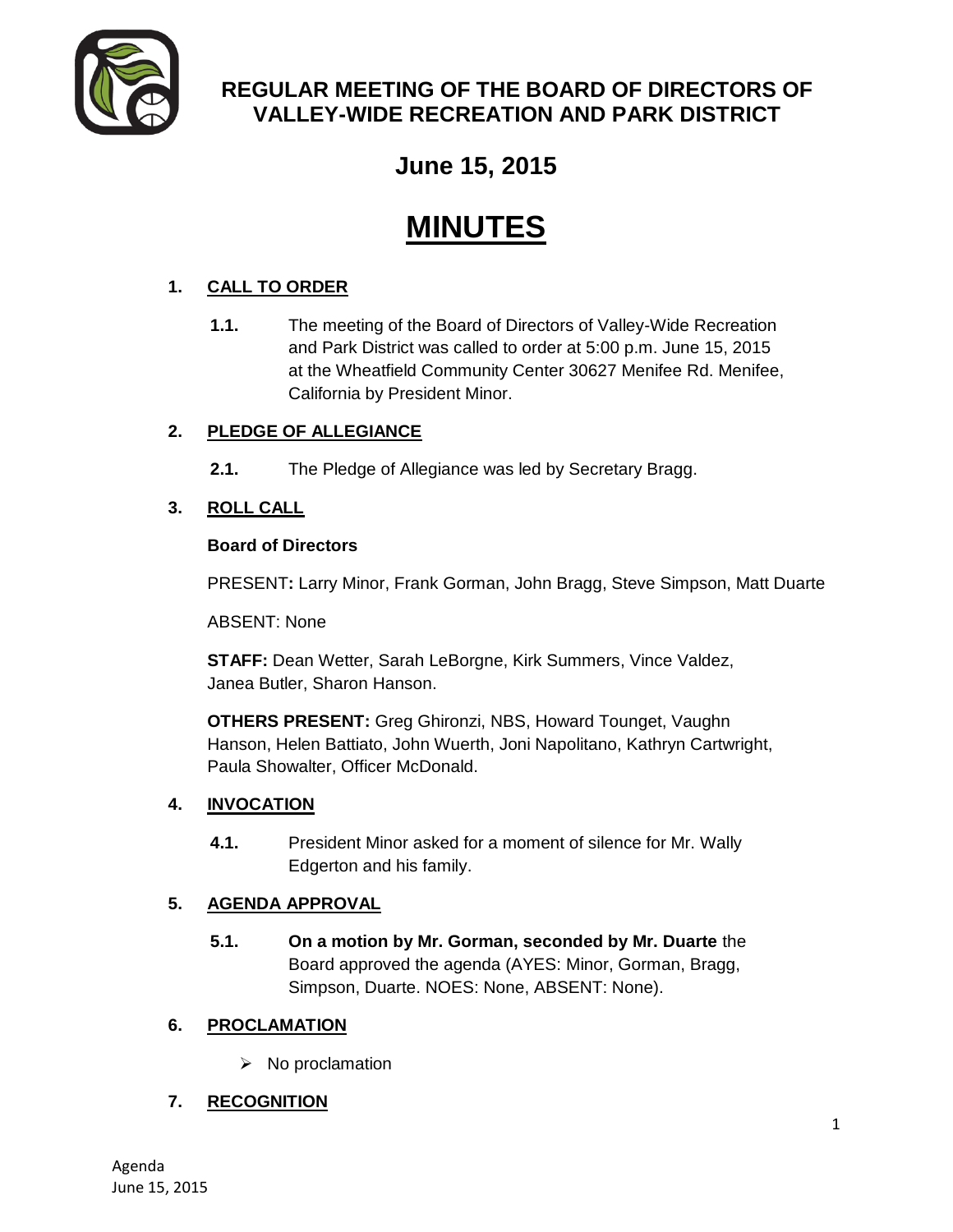# REGULAR MEETING OF THE BOARD OF DIRECTORS OF VALLEY-WIDE RECREATION AND PARK DISTRICT

## June 15, 2015

# MINUTES

**1. CALL TO ORDER**

**1.1.** The meeting of the Board of Directors of Valley-Wide Recreation and Park District was called to order at 5:00 p.m. June 15, 2015 at the Wheatfield Community Center 30627 Menifee Rd. Menifee, California by President Minor.

**2. PLEDGE OF ALLEGIANCE**

**2.1.** The Pledge of Allegiance was led by Secretary Bragg.

**3. ROLL CALL**

**Board of Directors**

PRESENT**:** Larry Minor, Frank Gorman, John Bragg, Steve Simpson, Matt Duarte

ABSENT: None

**STAFF:** Dean Wetter, Sarah LeBorgne, Kirk Summers, Vince Valdez, Janea Butler, Sharon Hanson.

**OTHERS PRESENT:** Greg Ghironzi, NBS, Howard Tounget, Vaughn Hanson, Helen Battiato, John Wuerth, Joni Napolitano, Kathryn Cartwright, Paula Showalter, Officer McDonald.

**4. INVOCATION**

**4.1.** President Minor asked for a moment of silence for Mr. Wally Edgerton and his family.

**5. AGENDA APPROVAL**

**5.1.** **On a motion by Mr. Gorman, seconded by Mr. Duarte** the Board approved the agenda (AYES: Minor, Gorman, Bragg, Simpson, Duarte. NOES: None, ABSENT: None).

**6. PROCLAMATION**

- No proclamation

**7. RECOGNITION**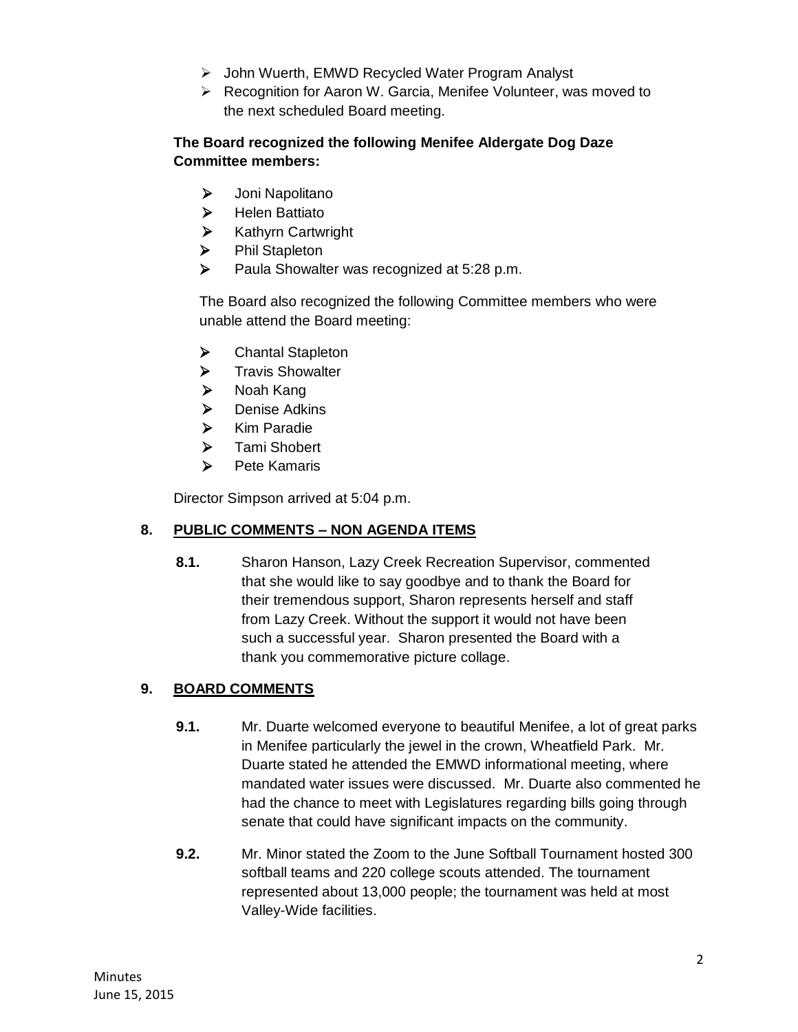- John Wuerth, EMWD Recycled Water Program Analyst
- Recognition for Aaron W. Garcia, Menifee Volunteer, was moved to the next scheduled Board meeting.

**The Board recognized the following Menifee Aldergate Dog Daze Committee members:**

- Joni Napolitano
- Helen Battiato
- Kathyrn Cartwright
- Phil Stapleton
- Paula Showalter was recognized at 5:28 p.m.

The Board also recognized the following Committee members who were unable attend the Board meeting:

- Chantal Stapleton
- Travis Showalter
- Noah Kang
- Denise Adkins
- Kim Paradie
- Tami Shobert
- Pete Kamaris

Director Simpson arrived at 5:04 p.m.

## 8. PUBLIC COMMENTS – NON AGENDA ITEMS

**8.1.** Sharon Hanson, Lazy Creek Recreation Supervisor, commented that she would like to say goodbye and to thank the Board for their tremendous support, Sharon represents herself and staff from Lazy Creek. Without the support it would not have been such a successful year. Sharon presented the Board with a thank you commemorative picture collage.

## 9. BOARD COMMENTS

**9.1.** Mr. Duarte welcomed everyone to beautiful Menifee, a lot of great parks in Menifee particularly the jewel in the crown, Wheatfield Park. Mr. Duarte stated he attended the EMWD informational meeting, where mandated water issues were discussed. Mr. Duarte also commented he had the chance to meet with Legislatures regarding bills going through senate that could have significant impacts on the community.

**9.2.** Mr. Minor stated the Zoom to the June Softball Tournament hosted 300 softball teams and 220 college scouts attended. The tournament represented about 13,000 people; the tournament was held at most Valley-Wide facilities.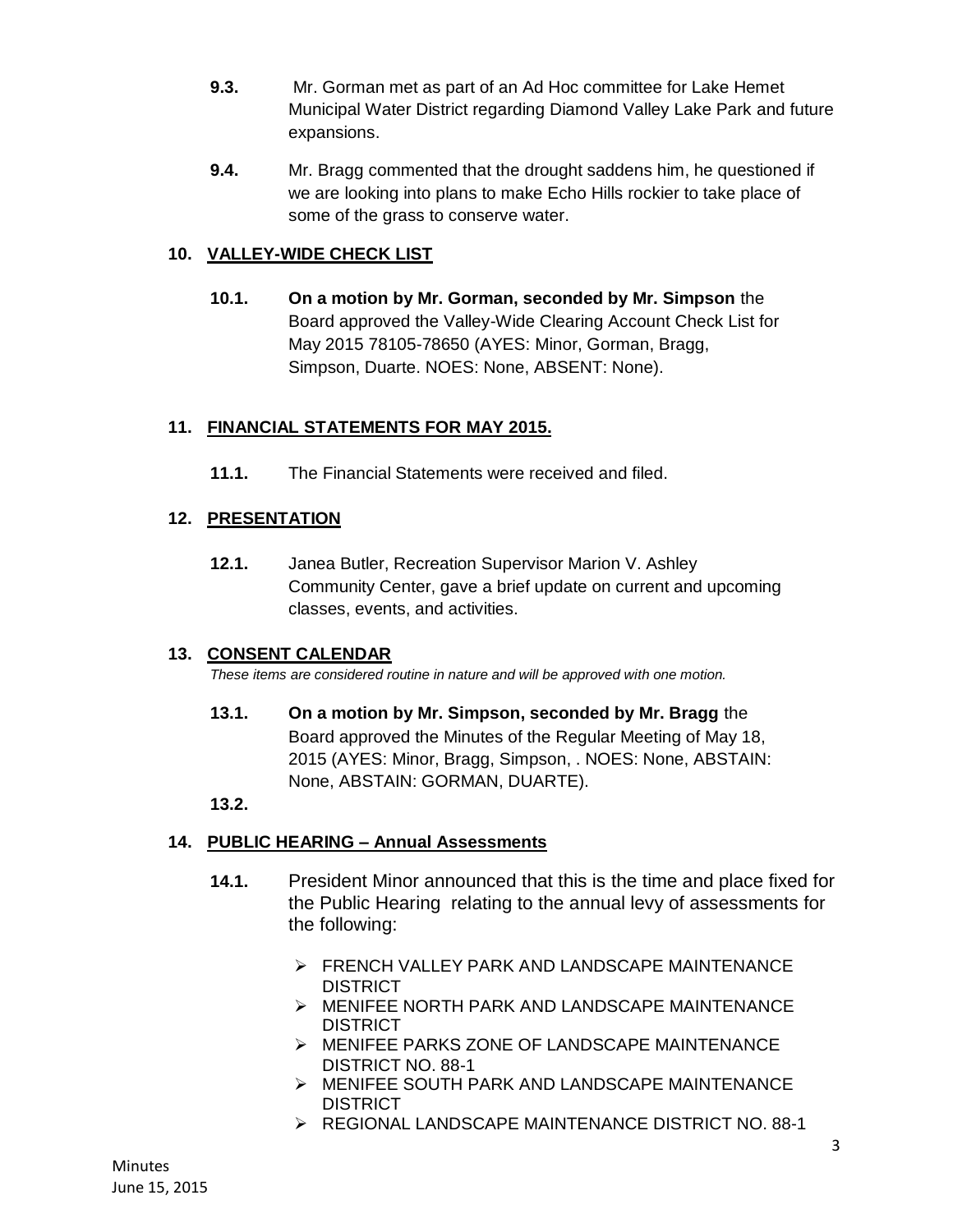**9.3.** Mr. Gorman met as part of an Ad Hoc committee for Lake Hemet Municipal Water District regarding Diamond Valley Lake Park and future expansions.

**9.4.** Mr. Bragg commented that the drought saddens him, he questioned if we are looking into plans to make Echo Hills rockier to take place of some of the grass to conserve water.

## 10. VALLEY-WIDE CHECK LIST

**10.1.** **On a motion by Mr. Gorman, seconded by Mr. Simpson** the Board approved the Valley-Wide Clearing Account Check List for May 2015 78105-78650 (AYES: Minor, Gorman, Bragg, Simpson, Duarte. NOES: None, ABSENT: None).

## 11. FINANCIAL STATEMENTS FOR MAY 2015.

**11.1.** The Financial Statements were received and filed.

## 12. PRESENTATION

**12.1.** Janea Butler, Recreation Supervisor Marion V. Ashley Community Center, gave a brief update on current and upcoming classes, events, and activities.

## 13. CONSENT CALENDAR

*These items are considered routine in nature and will be approved with one motion.*

**13.1.** **On a motion by Mr. Simpson, seconded by Mr. Bragg** the Board approved the Minutes of the Regular Meeting of May 18, 2015 (AYES: Minor, Bragg, Simpson, . NOES: None, ABSTAIN: None, ABSTAIN: GORMAN, DUARTE).

**13.2.**

## 14. PUBLIC HEARING – Annual Assessments

**14.1.** President Minor announced that this is the time and place fixed for the Public Hearing relating to the annual levy of assessments for the following:

- FRENCH VALLEY PARK AND LANDSCAPE MAINTENANCE DISTRICT
- MENIFEE NORTH PARK AND LANDSCAPE MAINTENANCE DISTRICT
- MENIFEE PARKS ZONE OF LANDSCAPE MAINTENANCE DISTRICT NO. 88-1
- MENIFEE SOUTH PARK AND LANDSCAPE MAINTENANCE DISTRICT
- REGIONAL LANDSCAPE MAINTENANCE DISTRICT NO. 88-1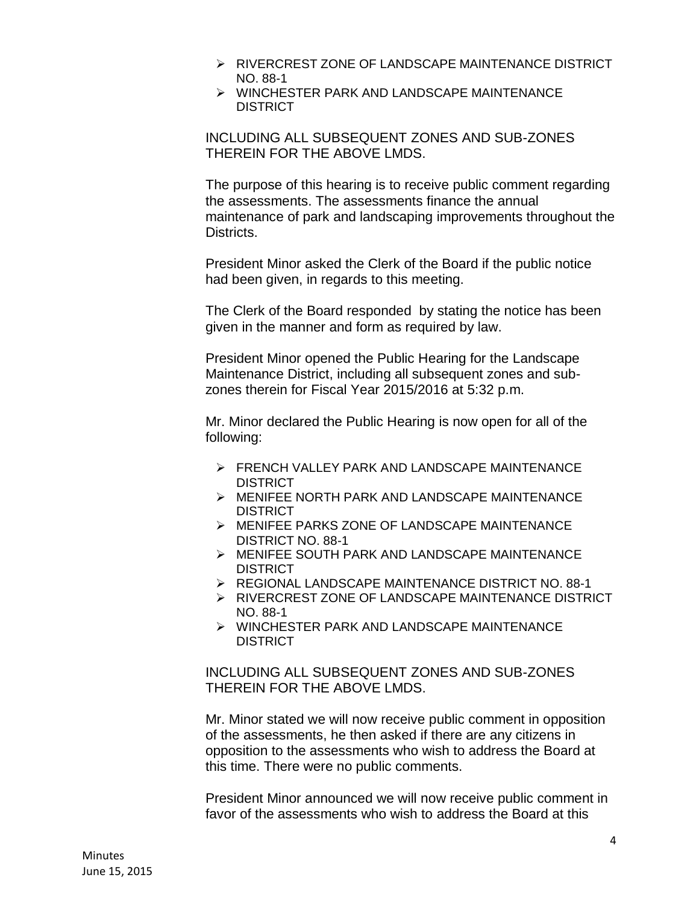- RIVERCREST ZONE OF LANDSCAPE MAINTENANCE DISTRICT NO. 88-1
- WINCHESTER PARK AND LANDSCAPE MAINTENANCE DISTRICT

INCLUDING ALL SUBSEQUENT ZONES AND SUB-ZONES THEREIN FOR THE ABOVE LMDS.

The purpose of this hearing is to receive public comment regarding the assessments. The assessments finance the annual maintenance of park and landscaping improvements throughout the Districts.

President Minor asked the Clerk of the Board if the public notice had been given, in regards to this meeting.

The Clerk of the Board responded by stating the notice has been given in the manner and form as required by law.

President Minor opened the Public Hearing for the Landscape Maintenance District, including all subsequent zones and sub-zones therein for Fiscal Year 2015/2016 at 5:32 p.m.

Mr. Minor declared the Public Hearing is now open for all of the following:

- FRENCH VALLEY PARK AND LANDSCAPE MAINTENANCE DISTRICT
- MENIFEE NORTH PARK AND LANDSCAPE MAINTENANCE DISTRICT
- MENIFEE PARKS ZONE OF LANDSCAPE MAINTENANCE DISTRICT NO. 88-1
- MENIFEE SOUTH PARK AND LANDSCAPE MAINTENANCE DISTRICT
- REGIONAL LANDSCAPE MAINTENANCE DISTRICT NO. 88-1
- RIVERCREST ZONE OF LANDSCAPE MAINTENANCE DISTRICT NO. 88-1
- WINCHESTER PARK AND LANDSCAPE MAINTENANCE DISTRICT

INCLUDING ALL SUBSEQUENT ZONES AND SUB-ZONES THEREIN FOR THE ABOVE LMDS.

Mr. Minor stated we will now receive public comment in opposition of the assessments, he then asked if there are any citizens in opposition to the assessments who wish to address the Board at this time. There were no public comments.

President Minor announced we will now receive public comment in favor of the assessments who wish to address the Board at this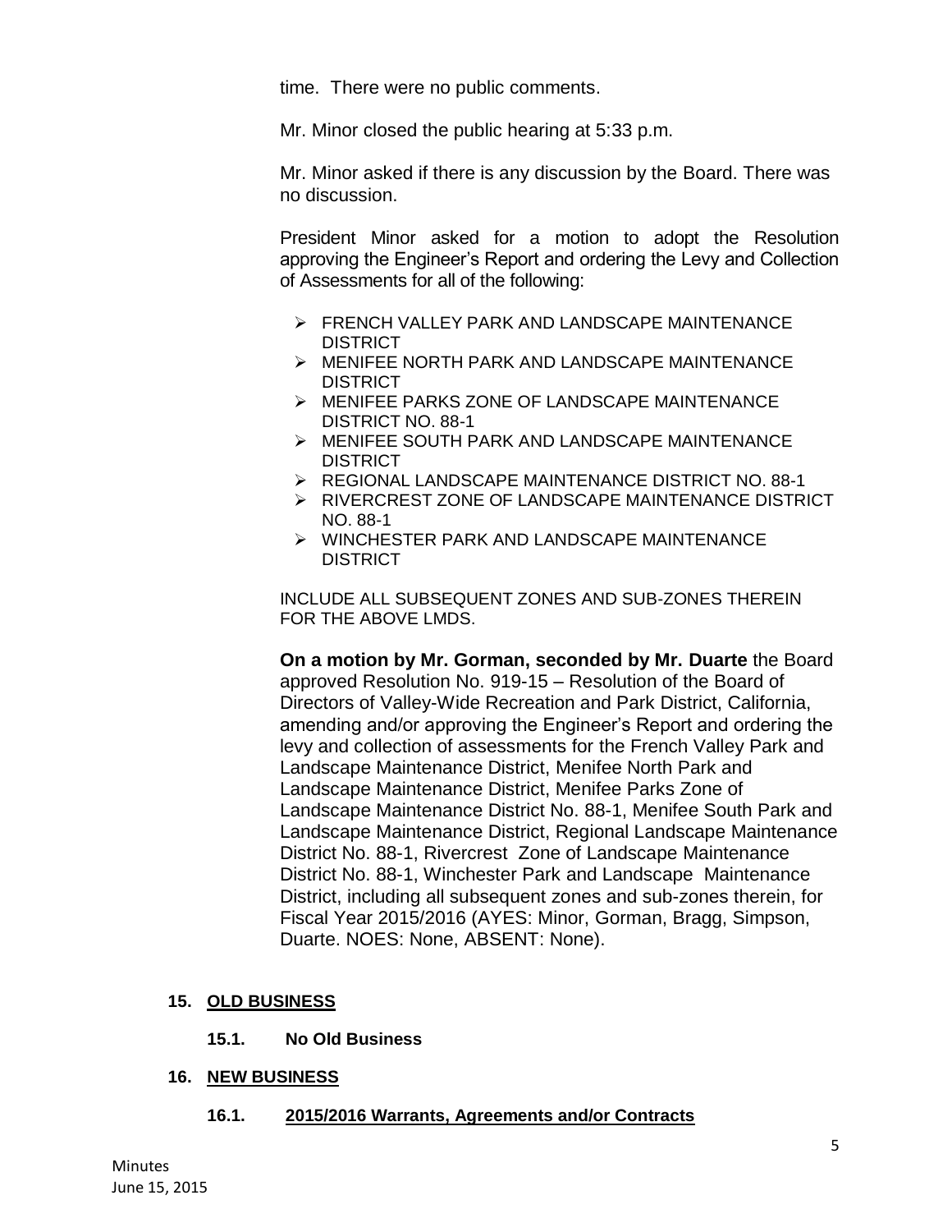time. There were no public comments.

Mr. Minor closed the public hearing at 5:33 p.m.

Mr. Minor asked if there is any discussion by the Board. There was no discussion.

President Minor asked for a motion to adopt the Resolution approving the Engineer's Report and ordering the Levy and Collection of Assessments for all of the following:

- FRENCH VALLEY PARK AND LANDSCAPE MAINTENANCE DISTRICT
- MENIFEE NORTH PARK AND LANDSCAPE MAINTENANCE DISTRICT
- MENIFEE PARKS ZONE OF LANDSCAPE MAINTENANCE DISTRICT NO. 88-1
- MENIFEE SOUTH PARK AND LANDSCAPE MAINTENANCE DISTRICT
- REGIONAL LANDSCAPE MAINTENANCE DISTRICT NO. 88-1
- RIVERCREST ZONE OF LANDSCAPE MAINTENANCE DISTRICT NO. 88-1
- WINCHESTER PARK AND LANDSCAPE MAINTENANCE DISTRICT

INCLUDE ALL SUBSEQUENT ZONES AND SUB-ZONES THEREIN FOR THE ABOVE LMDS.

**On a motion by Mr. Gorman, seconded by Mr. Duarte** the Board approved Resolution No. 919-15 – Resolution of the Board of Directors of Valley-Wide Recreation and Park District, California, amending and/or approving the Engineer's Report and ordering the levy and collection of assessments for the French Valley Park and Landscape Maintenance District, Menifee North Park and Landscape Maintenance District, Menifee Parks Zone of Landscape Maintenance District No. 88-1, Menifee South Park and Landscape Maintenance District, Regional Landscape Maintenance District No. 88-1, Rivercrest Zone of Landscape Maintenance District No. 88-1, Winchester Park and Landscape Maintenance District, including all subsequent zones and sub-zones therein, for Fiscal Year 2015/2016 (AYES: Minor, Gorman, Bragg, Simpson, Duarte. NOES: None, ABSENT: None).

**15. <u>OLD BUSINESS</u>**

**15.1. No Old Business**

**16. <u>NEW BUSINESS</u>**

**16.1. <u>2015/2016 Warrants, Agreements and/or Contracts</u>**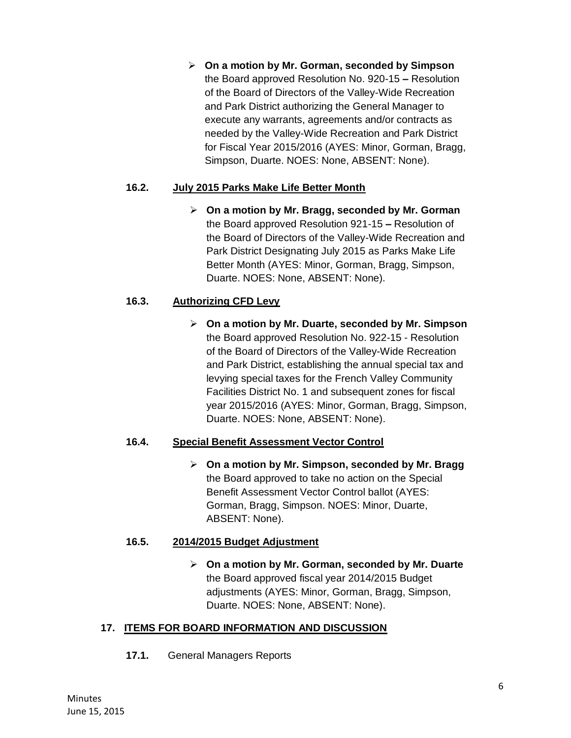- **On a motion by Mr. Gorman, seconded by Simpson** the Board approved Resolution No. 920-15 **–** Resolution of the Board of Directors of the Valley-Wide Recreation and Park District authorizing the General Manager to execute any warrants, agreements and/or contracts as needed by the Valley-Wide Recreation and Park District for Fiscal Year 2015/2016 (AYES: Minor, Gorman, Bragg, Simpson, Duarte. NOES: None, ABSENT: None).

**16.2. <u>July 2015 Parks Make Life Better Month</u>**

- **On a motion by Mr. Bragg, seconded by Mr. Gorman** the Board approved Resolution 921-15 **–** Resolution of the Board of Directors of the Valley-Wide Recreation and Park District Designating July 2015 as Parks Make Life Better Month (AYES: Minor, Gorman, Bragg, Simpson, Duarte. NOES: None, ABSENT: None).

**16.3. <u>Authorizing CFD Levy</u>**

- **On a motion by Mr. Duarte, seconded by Mr. Simpson** the Board approved Resolution No. 922-15 - Resolution of the Board of Directors of the Valley-Wide Recreation and Park District, establishing the annual special tax and levying special taxes for the French Valley Community Facilities District No. 1 and subsequent zones for fiscal year 2015/2016 (AYES: Minor, Gorman, Bragg, Simpson, Duarte. NOES: None, ABSENT: None).

**16.4. <u>Special Benefit Assessment Vector Control</u>**

- **On a motion by Mr. Simpson, seconded by Mr. Bragg** the Board approved to take no action on the Special Benefit Assessment Vector Control ballot (AYES: Gorman, Bragg, Simpson. NOES: Minor, Duarte, ABSENT: None).

**16.5. <u>2014/2015 Budget Adjustment</u>**

- **On a motion by Mr. Gorman, seconded by Mr. Duarte** the Board approved fiscal year 2014/2015 Budget adjustments (AYES: Minor, Gorman, Bragg, Simpson, Duarte. NOES: None, ABSENT: None).

## 17. <u>ITEMS FOR BOARD INFORMATION AND DISCUSSION</u>

**17.1.** General Managers Reports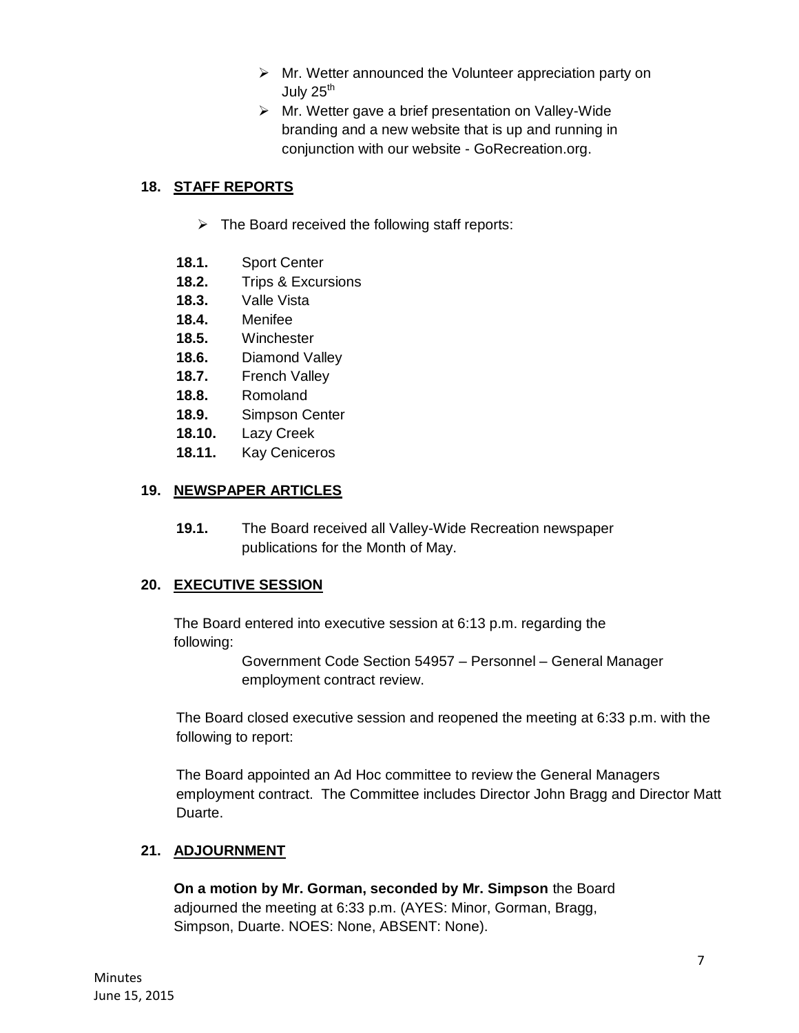- Mr. Wetter announced the Volunteer appreciation party on July 25th
- Mr. Wetter gave a brief presentation on Valley-Wide branding and a new website that is up and running in conjunction with our website - GoRecreation.org.

## 18. STAFF REPORTS

- The Board received the following staff reports:

**18.1.** Sport Center
**18.2.** Trips & Excursions
**18.3.** Valle Vista
**18.4.** Menifee
**18.5.** Winchester
**18.6.** Diamond Valley
**18.7.** French Valley
**18.8.** Romoland
**18.9.** Simpson Center
**18.10.** Lazy Creek
**18.11.** Kay Ceniceros

## 19. NEWSPAPER ARTICLES

**19.1.** The Board received all Valley-Wide Recreation newspaper publications for the Month of May.

## 20. EXECUTIVE SESSION

The Board entered into executive session at 6:13 p.m. regarding the following:

Government Code Section 54957 – Personnel – General Manager employment contract review.

The Board closed executive session and reopened the meeting at 6:33 p.m. with the following to report:

The Board appointed an Ad Hoc committee to review the General Managers employment contract. The Committee includes Director John Bragg and Director Matt Duarte.

## 21. ADJOURNMENT

**On a motion by Mr. Gorman, seconded by Mr. Simpson** the Board adjourned the meeting at 6:33 p.m. (AYES: Minor, Gorman, Bragg, Simpson, Duarte. NOES: None, ABSENT: None).